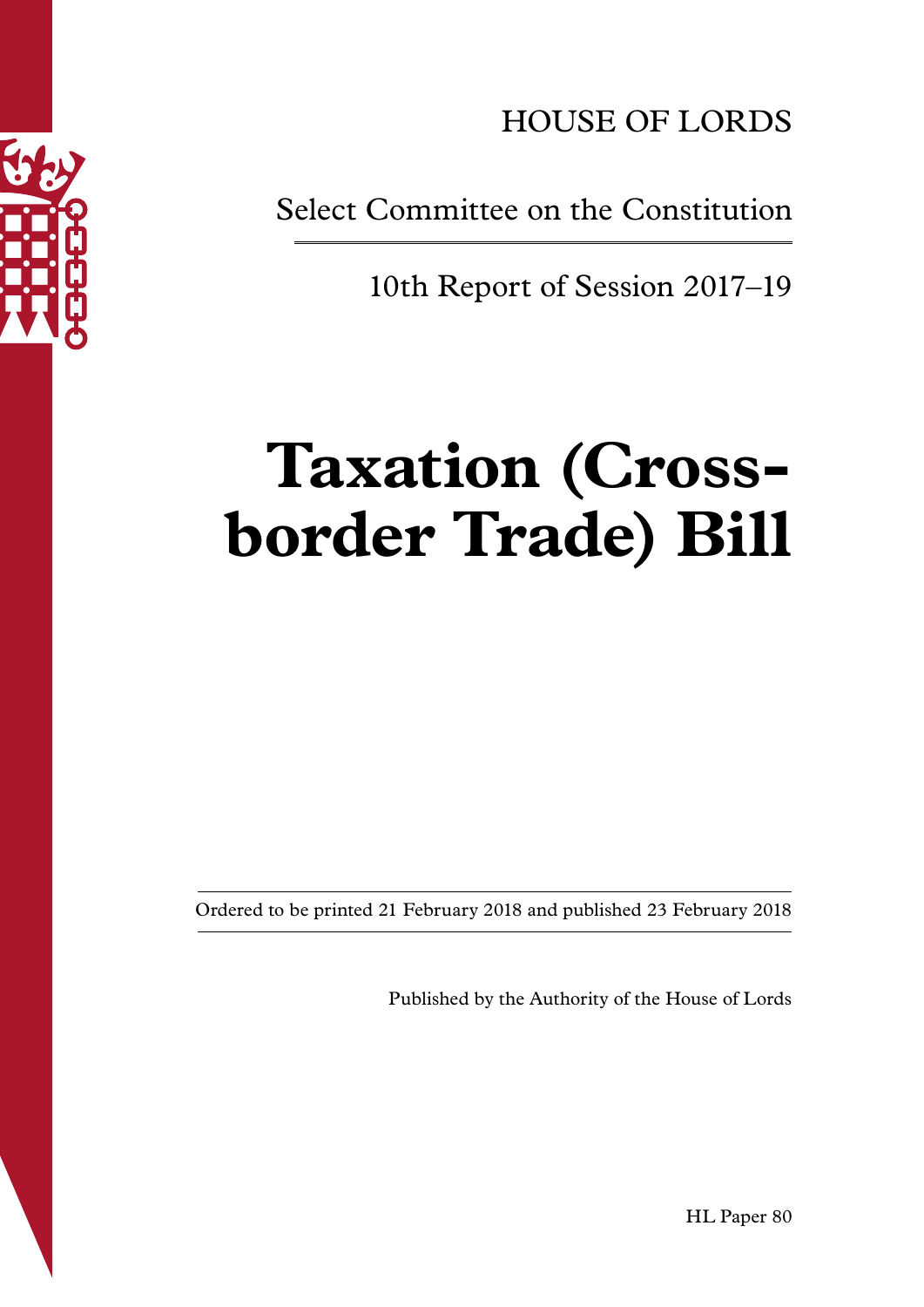HOUSE OF LORDS

Select Committee on the Constitution

10th Report of Session 2017–19

# Taxation (Cross-border Trade) Bill

Ordered to be printed 21 February 2018 and published 23 February 2018

Published by the Authority of the House of Lords

HL Paper 80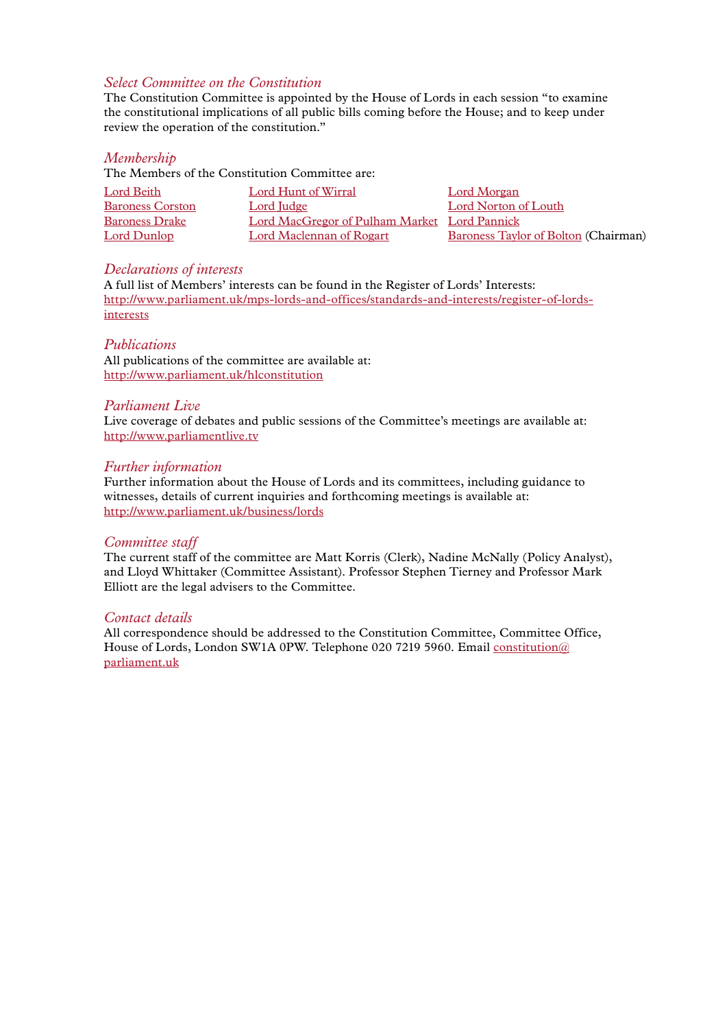### *Select Committee on the Constitution*

The Constitution Committee is appointed by the House of Lords in each session "to examine the constitutional implications of all public bills coming before the House; and to keep under review the operation of the constitution."

### *Membership*

The Members of the Constitution Committee are:

| | | |
|---|---|---|
| Lord Beith | Lord Hunt of Wirral | Lord Morgan |
| Baroness Corston | Lord Judge | Lord Norton of Louth |
| Baroness Drake | Lord MacGregor of Pulham Market | Lord Pannick |
| Lord Dunlop | Lord Maclennan of Rogart | Baroness Taylor of Bolton (Chairman) |

### *Declarations of interests*

A full list of Members' interests can be found in the Register of Lords' Interests:
http://www.parliament.uk/mps-lords-and-offices/standards-and-interests/register-of-lords-interests

### *Publications*

All publications of the committee are available at:
http://www.parliament.uk/hlconstitution

### *Parliament Live*

Live coverage of debates and public sessions of the Committee's meetings are available at:
http://www.parliamentlive.tv

### *Further information*

Further information about the House of Lords and its committees, including guidance to witnesses, details of current inquiries and forthcoming meetings is available at:
http://www.parliament.uk/business/lords

### *Committee staff*

The current staff of the committee are Matt Korris (Clerk), Nadine McNally (Policy Analyst), and Lloyd Whittaker (Committee Assistant). Professor Stephen Tierney and Professor Mark Elliott are the legal advisers to the Committee.

### *Contact details*

All correspondence should be addressed to the Constitution Committee, Committee Office, House of Lords, London SW1A 0PW. Telephone 020 7219 5960. Email constitution@parliament.uk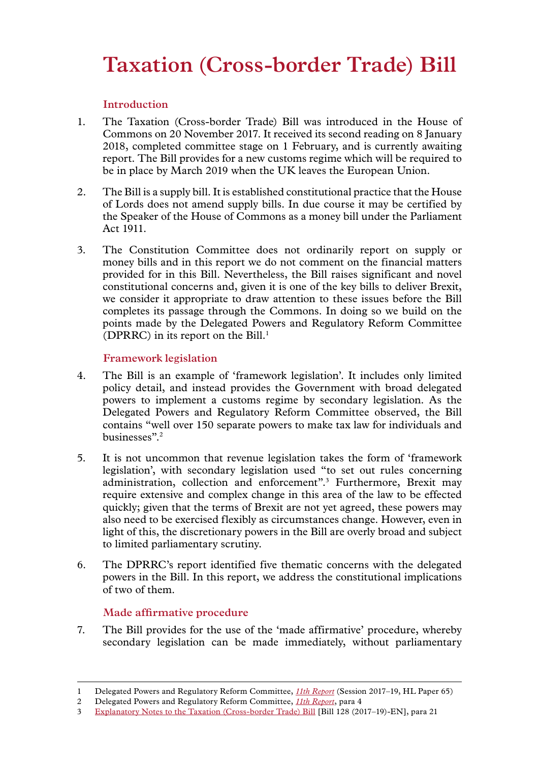# Taxation (Cross-border Trade) Bill

## Introduction

1. The Taxation (Cross-border Trade) Bill was introduced in the House of Commons on 20 November 2017. It received its second reading on 8 January 2018, completed committee stage on 1 February, and is currently awaiting report. The Bill provides for a new customs regime which will be required to be in place by March 2019 when the UK leaves the European Union.

2. The Bill is a supply bill. It is established constitutional practice that the House of Lords does not amend supply bills. In due course it may be certified by the Speaker of the House of Commons as a money bill under the Parliament Act 1911.

3. The Constitution Committee does not ordinarily report on supply or money bills and in this report we do not comment on the financial matters provided for in this Bill. Nevertheless, the Bill raises significant and novel constitutional concerns and, given it is one of the key bills to deliver Brexit, we consider it appropriate to draw attention to these issues before the Bill completes its passage through the Commons. In doing so we build on the points made by the Delegated Powers and Regulatory Reform Committee (DPRRC) in its report on the Bill.[1]

## Framework legislation

4. The Bill is an example of 'framework legislation'. It includes only limited policy detail, and instead provides the Government with broad delegated powers to implement a customs regime by secondary legislation. As the Delegated Powers and Regulatory Reform Committee observed, the Bill contains "well over 150 separate powers to make tax law for individuals and businesses".[2]

5. It is not uncommon that revenue legislation takes the form of 'framework legislation', with secondary legislation used "to set out rules concerning administration, collection and enforcement".[3] Furthermore, Brexit may require extensive and complex change in this area of the law to be effected quickly; given that the terms of Brexit are not yet agreed, these powers may also need to be exercised flexibly as circumstances change. However, even in light of this, the discretionary powers in the Bill are overly broad and subject to limited parliamentary scrutiny.

6. The DPRRC's report identified five thematic concerns with the delegated powers in the Bill. In this report, we address the constitutional implications of two of them.

## Made affirmative procedure

7. The Bill provides for the use of the 'made affirmative' procedure, whereby secondary legislation can be made immediately, without parliamentary

---

1 Delegated Powers and Regulatory Reform Committee, *11th Report* (Session 2017–19, HL Paper 65)

2 Delegated Powers and Regulatory Reform Committee, *11th Report*, para 4

3 Explanatory Notes to the Taxation (Cross-border Trade) Bill [Bill 128 (2017–19)-EN], para 21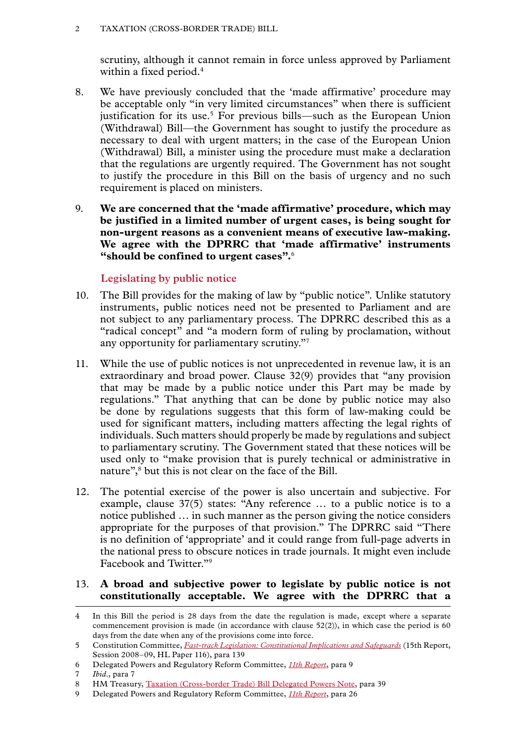scrutiny, although it cannot remain in force unless approved by Parliament within a fixed period.[4]

8. We have previously concluded that the 'made affirmative' procedure may be acceptable only "in very limited circumstances" when there is sufficient justification for its use.[5] For previous bills—such as the European Union (Withdrawal) Bill—the Government has sought to justify the procedure as necessary to deal with urgent matters; in the case of the European Union (Withdrawal) Bill, a minister using the procedure must make a declaration that the regulations are urgently required. The Government has not sought to justify the procedure in this Bill on the basis of urgency and no such requirement is placed on ministers.

9. **We are concerned that the 'made affirmative' procedure, which may be justified in a limited number of urgent cases, is being sought for non-urgent reasons as a convenient means of executive law-making. We agree with the DPRRC that 'made affirmative' instruments "should be confined to urgent cases".**[6]

### Legislating by public notice

10. The Bill provides for the making of law by "public notice". Unlike statutory instruments, public notices need not be presented to Parliament and are not subject to any parliamentary process. The DPRRC described this as a "radical concept" and "a modern form of ruling by proclamation, without any opportunity for parliamentary scrutiny."[7]

11. While the use of public notices is not unprecedented in revenue law, it is an extraordinary and broad power. Clause 32(9) provides that "any provision that may be made by a public notice under this Part may be made by regulations." That anything that can be done by public notice may also be done by regulations suggests that this form of law-making could be used for significant matters, including matters affecting the legal rights of individuals. Such matters should properly be made by regulations and subject to parliamentary scrutiny. The Government stated that these notices will be used only to "make provision that is purely technical or administrative in nature",[8] but this is not clear on the face of the Bill.

12. The potential exercise of the power is also uncertain and subjective. For example, clause 37(5) states: "Any reference … to a public notice is to a notice published … in such manner as the person giving the notice considers appropriate for the purposes of that provision." The DPRRC said "There is no definition of 'appropriate' and it could range from full-page adverts in the national press to obscure notices in trade journals. It might even include Facebook and Twitter."[9]

13. **A broad and subjective power to legislate by public notice is not constitutionally acceptable. We agree with the DPRRC that a**

---

4 In this Bill the period is 28 days from the date the regulation is made, except where a separate commencement provision is made (in accordance with clause 52(2)), in which case the period is 60 days from the date when any of the provisions come into force.

5 Constitution Committee, *Fast-track Legislation: Constitutional Implications and Safeguards* (15th Report, Session 2008–09, HL Paper 116), para 139

6 Delegated Powers and Regulatory Reform Committee, *11th Report*, para 9

7 *Ibid.*, para 7

8 HM Treasury, Taxation (Cross-border Trade) Bill Delegated Powers Note, para 39

9 Delegated Powers and Regulatory Reform Committee, *11th Report*, para 26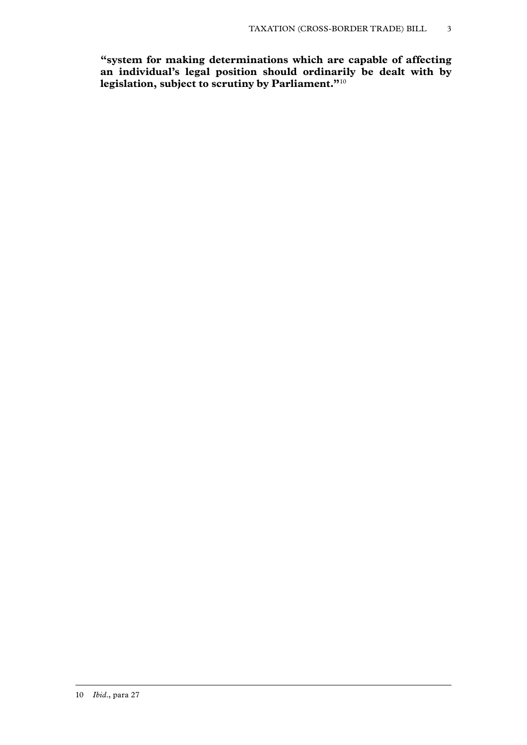**"system for making determinations which are capable of affecting an individual's legal position should ordinarily be dealt with by legislation, subject to scrutiny by Parliament."**[10]

---

10 *Ibid.*, para 27